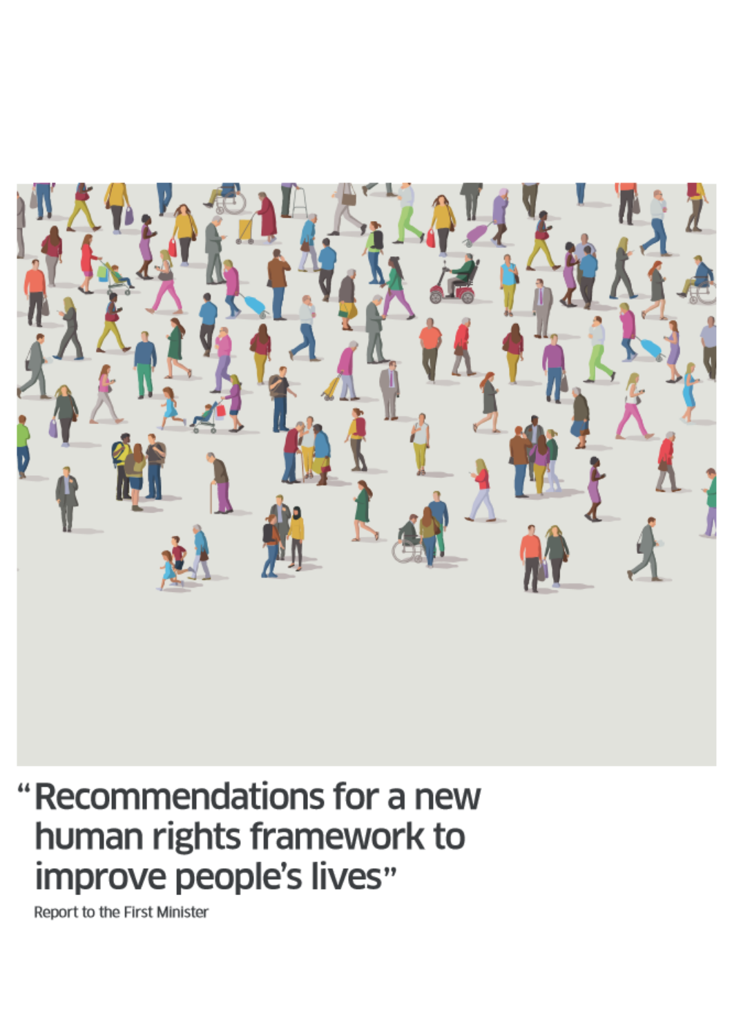# "Recommendations for a new human rights framework to improve people's lives"

Report to the First Minister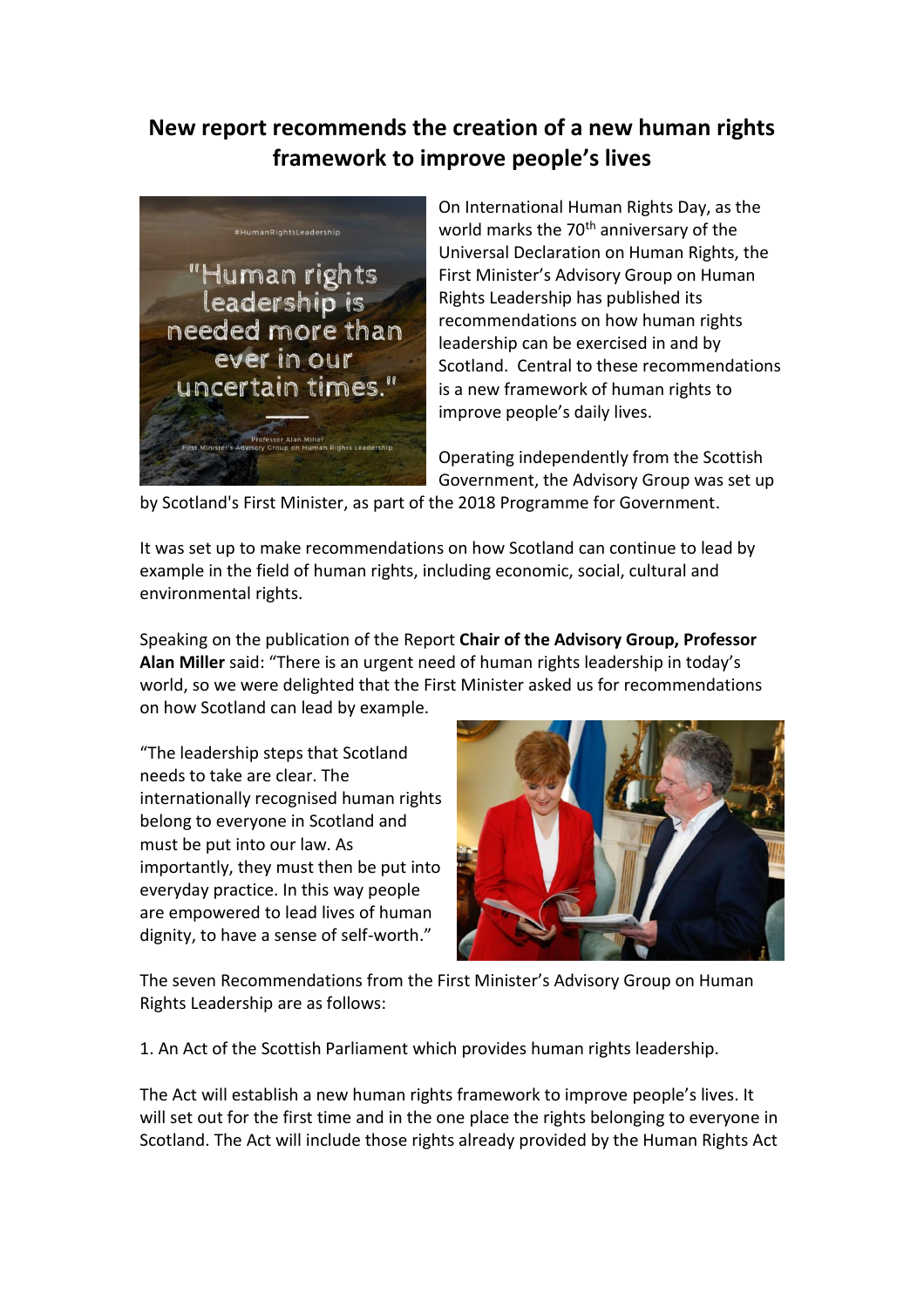# New report recommends the creation of a new human rights framework to improve people's lives

On International Human Rights Day, as the world marks the 70th anniversary of the Universal Declaration on Human Rights, the First Minister's Advisory Group on Human Rights Leadership has published its recommendations on how human rights leadership can be exercised in and by Scotland. Central to these recommendations is a new framework of human rights to improve people's daily lives.

Operating independently from the Scottish Government, the Advisory Group was set up by Scotland's First Minister, as part of the 2018 Programme for Government.

It was set up to make recommendations on how Scotland can continue to lead by example in the field of human rights, including economic, social, cultural and environmental rights.

Speaking on the publication of the Report **Chair of the Advisory Group, Professor Alan Miller** said: "There is an urgent need of human rights leadership in today's world, so we were delighted that the First Minister asked us for recommendations on how Scotland can lead by example.

"The leadership steps that Scotland needs to take are clear. The internationally recognised human rights belong to everyone in Scotland and must be put into our law. As importantly, they must then be put into everyday practice. In this way people are empowered to lead lives of human dignity, to have a sense of self-worth."

The seven Recommendations from the First Minister's Advisory Group on Human Rights Leadership are as follows:

1. An Act of the Scottish Parliament which provides human rights leadership.

The Act will establish a new human rights framework to improve people's lives. It will set out for the first time and in the one place the rights belonging to everyone in Scotland. The Act will include those rights already provided by the Human Rights Act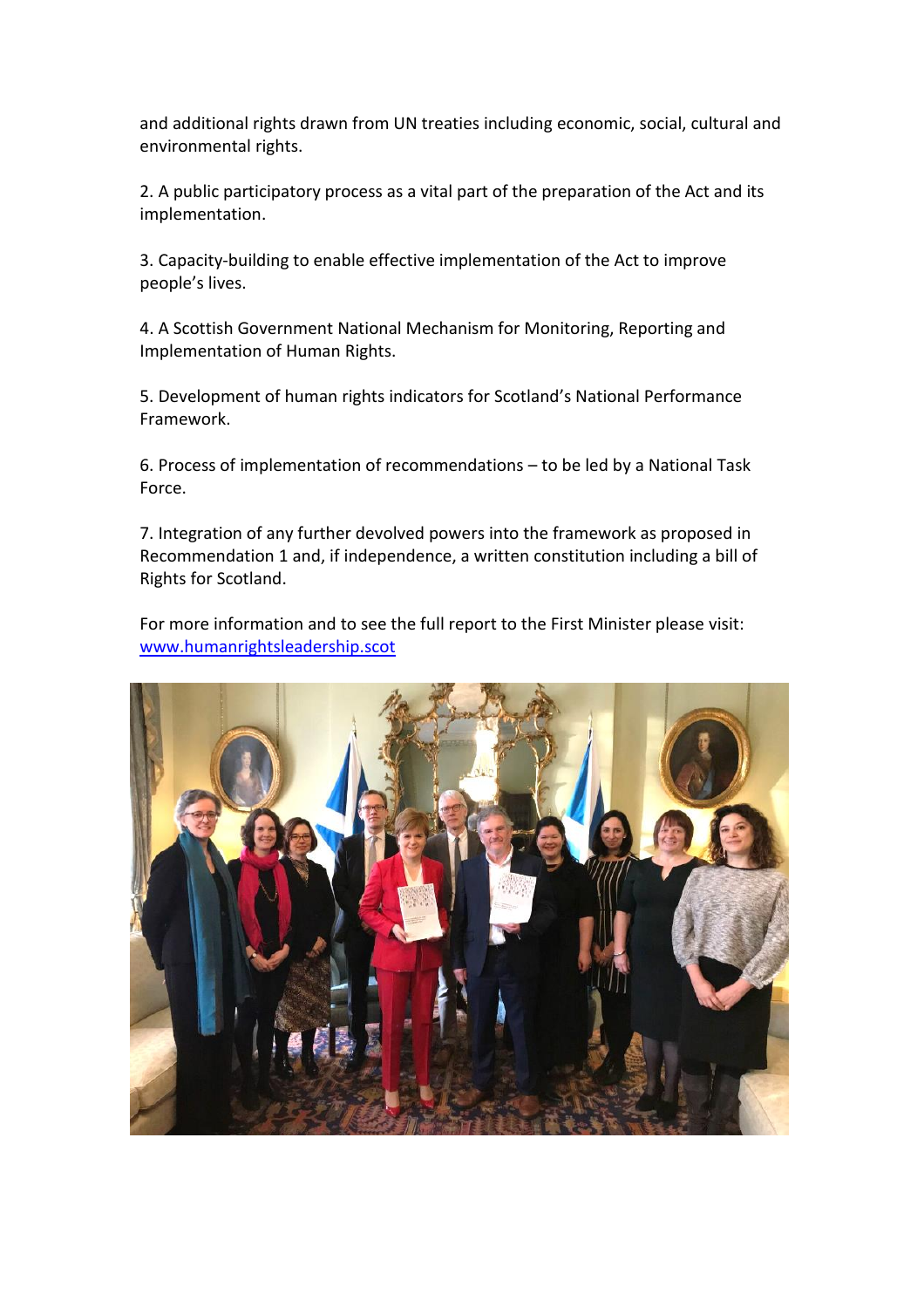and additional rights drawn from UN treaties including economic, social, cultural and environmental rights.

2. A public participatory process as a vital part of the preparation of the Act and its implementation.

3. Capacity-building to enable effective implementation of the Act to improve people's lives.

4. A Scottish Government National Mechanism for Monitoring, Reporting and Implementation of Human Rights.

5. Development of human rights indicators for Scotland's National Performance Framework.

6. Process of implementation of recommendations – to be led by a National Task Force.

7. Integration of any further devolved powers into the framework as proposed in Recommendation 1 and, if independence, a written constitution including a bill of Rights for Scotland.

For more information and to see the full report to the First Minister please visit: [www.humanrightsleadership.scot](http://www.humanrightsleadership.scot)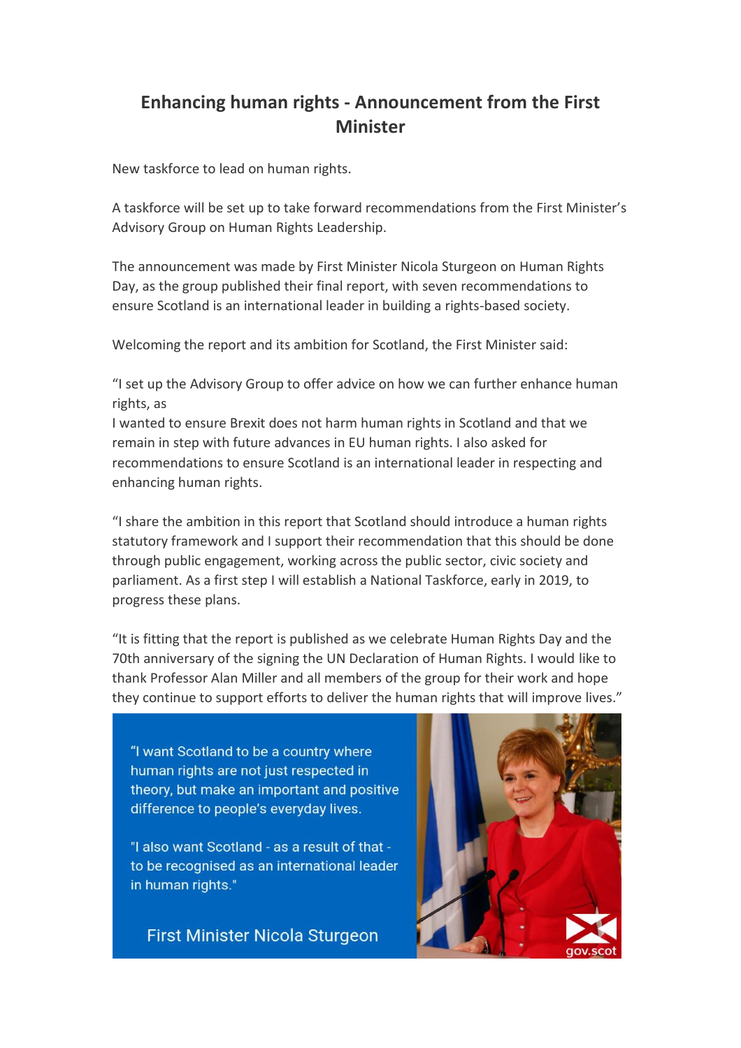# Enhancing human rights - Announcement from the First Minister

New taskforce to lead on human rights.

A taskforce will be set up to take forward recommendations from the First Minister's Advisory Group on Human Rights Leadership.

The announcement was made by First Minister Nicola Sturgeon on Human Rights Day, as the group published their final report, with seven recommendations to ensure Scotland is an international leader in building a rights-based society.

Welcoming the report and its ambition for Scotland, the First Minister said:

"I set up the Advisory Group to offer advice on how we can further enhance human rights, as
I wanted to ensure Brexit does not harm human rights in Scotland and that we remain in step with future advances in EU human rights. I also asked for recommendations to ensure Scotland is an international leader in respecting and enhancing human rights.

"I share the ambition in this report that Scotland should introduce a human rights statutory framework and I support their recommendation that this should be done through public engagement, working across the public sector, civic society and parliament. As a first step I will establish a National Taskforce, early in 2019, to progress these plans.

"It is fitting that the report is published as we celebrate Human Rights Day and the 70th anniversary of the signing the UN Declaration of Human Rights. I would like to thank Professor Alan Miller and all members of the group for their work and hope they continue to support efforts to deliver the human rights that will improve lives."

"I want Scotland to be a country where human rights are not just respected in theory, but make an important and positive difference to people's everyday lives.

"I also want Scotland - as a result of that - to be recognised as an international leader in human rights."

First Minister Nicola Sturgeon

gov.scot